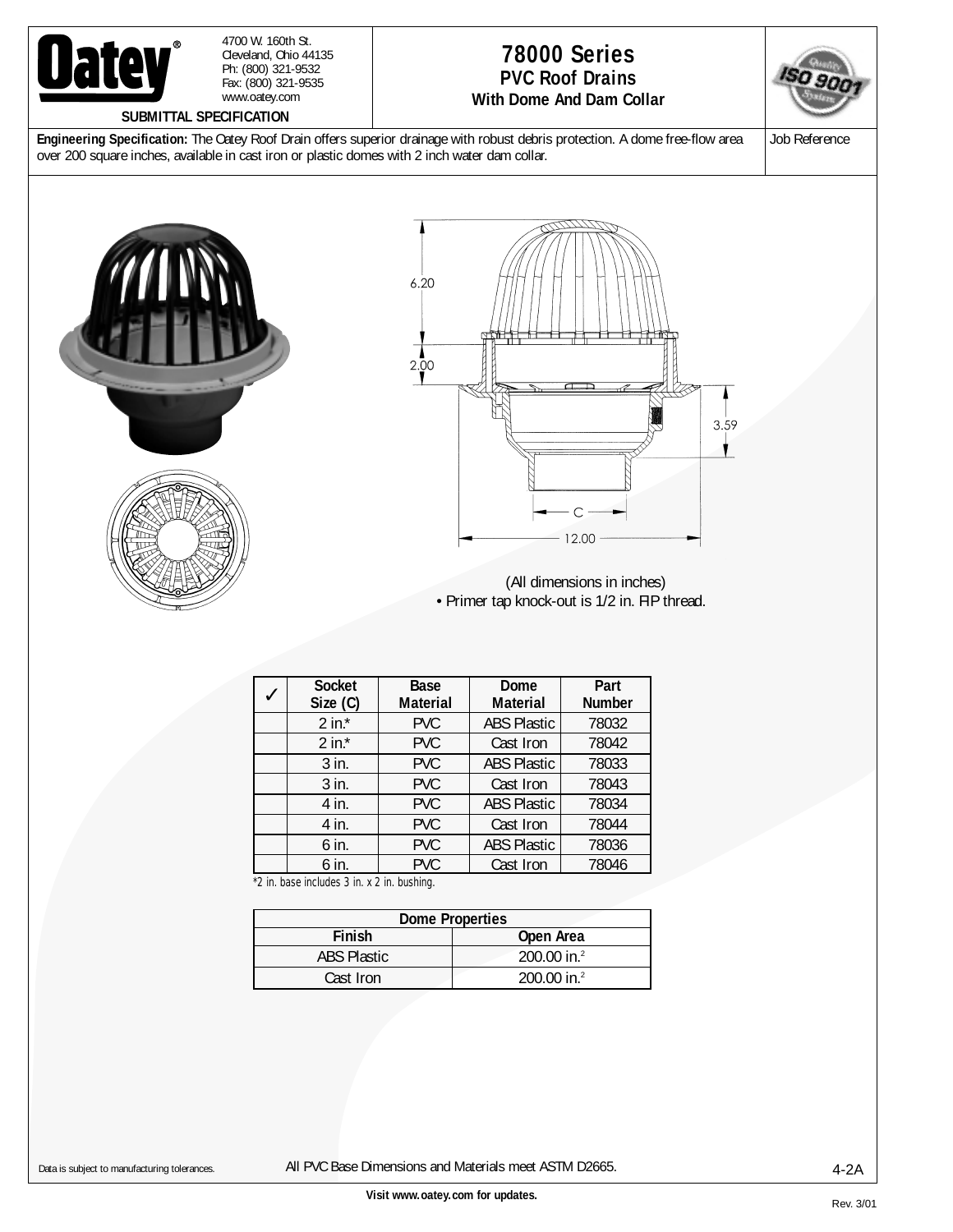Oatey®

4700 W. 160th St.
Cleveland, Ohio 44135
Ph: (800) 321-9532
Fax: (800) 321-9535
www.oatey.com

SUBMITTAL SPECIFICATION

# 78000 Series
## PVC Roof Drains
### With Dome And Dam Collar

**Engineering Specification:** The Oatey Roof Drain offers superior drainage with robust debris protection. A dome free-flow area over 200 square inches, available in cast iron or plastic domes with 2 inch water dam collar.

Job Reference

6.20

2.00

3.59

C

12.00

(All dimensions in inches)

• Primer tap knock-out is 1/2 in. FIP thread.

| ✓ | Socket Size (C) | Base Material | Dome Material | Part Number |
|---|---|---|---|---|
| | 2 in.* | PVC | ABS Plastic | 78032 |
| | 2 in.* | PVC | Cast Iron | 78042 |
| | 3 in. | PVC | ABS Plastic | 78033 |
| | 3 in. | PVC | Cast Iron | 78043 |
| | 4 in. | PVC | ABS Plastic | 78034 |
| | 4 in. | PVC | Cast Iron | 78044 |
| | 6 in. | PVC | ABS Plastic | 78036 |
| | 6 in. | PVC | Cast Iron | 78046 |

*2 in. base includes 3 in. x 2 in. bushing.

| Dome Properties | |
|---|---|
| **Finish** | **Open Area** |
| ABS Plastic | 200.00 in.$^2$ |
| Cast Iron | 200.00 in.$^2$ |

Data is subject to manufacturing tolerances.

All PVC Base Dimensions and Materials meet ASTM D2665.

4-2A

Visit www.oatey.com for updates.

Rev. 3/01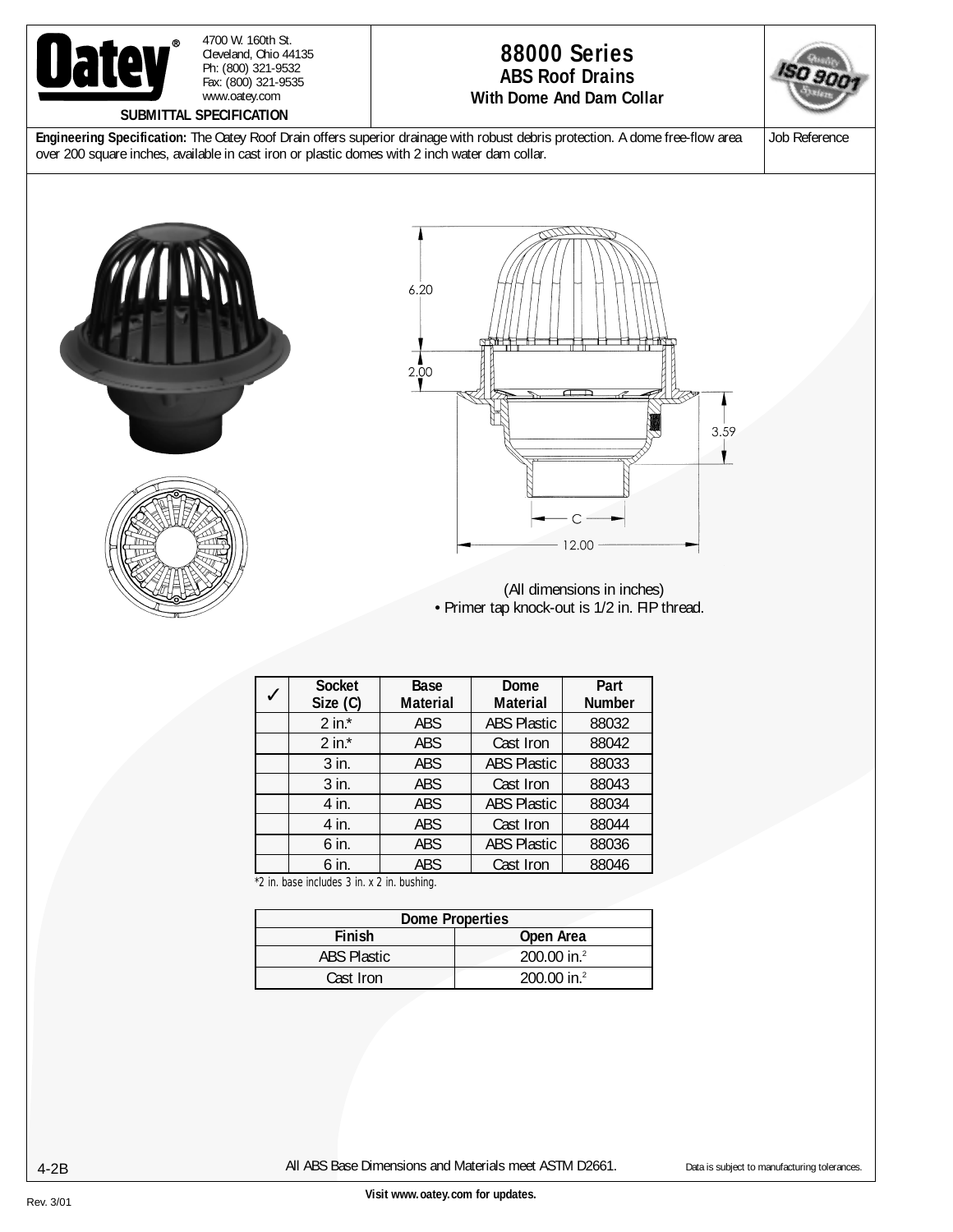Oatey®

4700 W. 160th St.
Cleveland, Ohio 44135
Ph: (800) 321-9532
Fax: (800) 321-9535
www.oatey.com

SUBMITTAL SPECIFICATION

# 88000 Series
## ABS Roof Drains
### With Dome And Dam Collar

**Engineering Specification:** The Oatey Roof Drain offers superior drainage with robust debris protection. A dome free-flow area over 200 square inches, available in cast iron or plastic domes with 2 inch water dam collar.

Job Reference

6.20

2.00

3.59

C

12.00

(All dimensions in inches)
• Primer tap knock-out is 1/2 in. FIP thread.

| ✓ | Socket Size (C) | Base Material | Dome Material | Part Number |
|---|---|---|---|---|
| | 2 in.* | ABS | ABS Plastic | 88032 |
| | 2 in.* | ABS | Cast Iron | 88042 |
| | 3 in. | ABS | ABS Plastic | 88033 |
| | 3 in. | ABS | Cast Iron | 88043 |
| | 4 in. | ABS | ABS Plastic | 88034 |
| | 4 in. | ABS | Cast Iron | 88044 |
| | 6 in. | ABS | ABS Plastic | 88036 |
| | 6 in. | ABS | Cast Iron | 88046 |

*2 in. base includes 3 in. x 2 in. bushing.

| Dome Properties | |
|---|---|
| **Finish** | **Open Area** |
| ABS Plastic | 200.00 in.$^2$ |
| Cast Iron | 200.00 in.$^2$ |

4-2B

All ABS Base Dimensions and Materials meet ASTM D2661.

Data is subject to manufacturing tolerances.

Rev. 3/01

**Visit www.oatey.com for updates.**